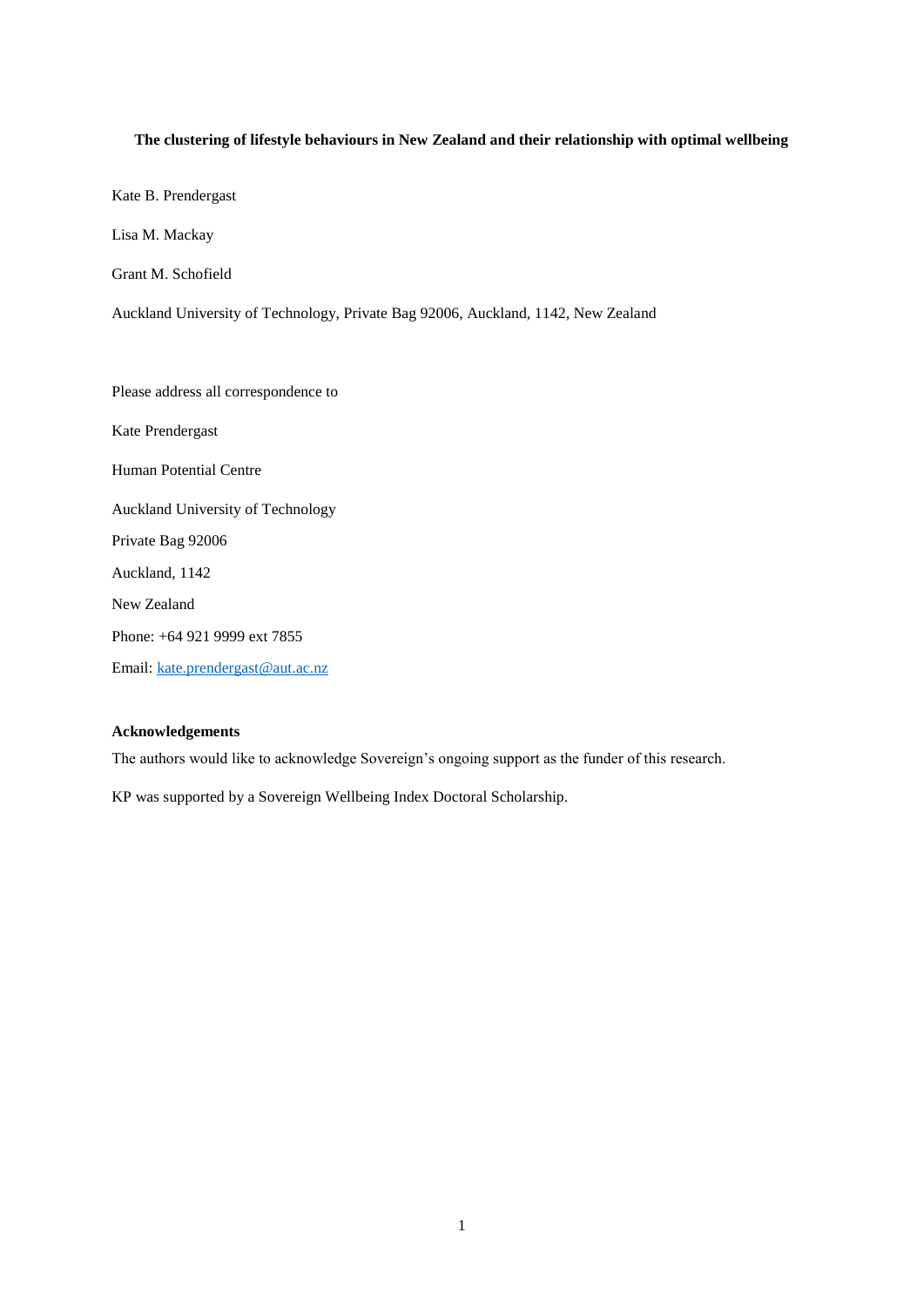**The clustering of lifestyle behaviours in New Zealand and their relationship with optimal wellbeing**

Kate B. Prendergast

Lisa M. Mackay

Grant M. Schofield

Auckland University of Technology, Private Bag 92006, Auckland, 1142, New Zealand

Please address all correspondence to

Kate Prendergast

Human Potential Centre

Auckland University of Technology

Private Bag 92006

Auckland, 1142

New Zealand

Phone: +64 921 9999 ext 7855

Email: kate.prendergast@aut.ac.nz

**Acknowledgements**

The authors would like to acknowledge Sovereign's ongoing support as the funder of this research.

KP was supported by a Sovereign Wellbeing Index Doctoral Scholarship.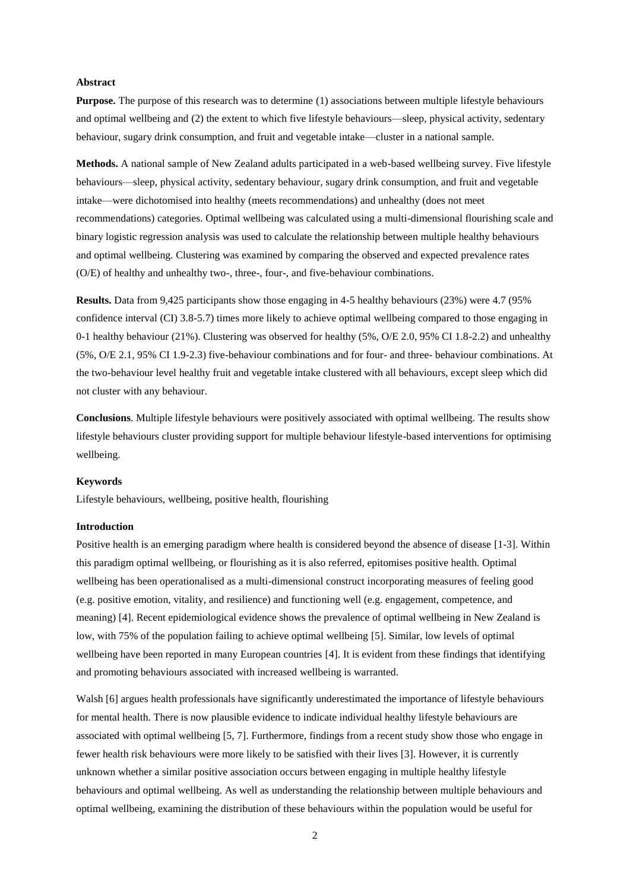**Abstract**

**Purpose.** The purpose of this research was to determine (1) associations between multiple lifestyle behaviours and optimal wellbeing and (2) the extent to which five lifestyle behaviours—sleep, physical activity, sedentary behaviour, sugary drink consumption, and fruit and vegetable intake—cluster in a national sample.

**Methods.** A national sample of New Zealand adults participated in a web-based wellbeing survey. Five lifestyle behaviours—sleep, physical activity, sedentary behaviour, sugary drink consumption, and fruit and vegetable intake—were dichotomised into healthy (meets recommendations) and unhealthy (does not meet recommendations) categories. Optimal wellbeing was calculated using a multi-dimensional flourishing scale and binary logistic regression analysis was used to calculate the relationship between multiple healthy behaviours and optimal wellbeing. Clustering was examined by comparing the observed and expected prevalence rates (O/E) of healthy and unhealthy two-, three-, four-, and five-behaviour combinations.

**Results.** Data from 9,425 participants show those engaging in 4-5 healthy behaviours (23%) were 4.7 (95% confidence interval (CI) 3.8-5.7) times more likely to achieve optimal wellbeing compared to those engaging in 0-1 healthy behaviour (21%). Clustering was observed for healthy (5%, O/E 2.0, 95% CI 1.8-2.2) and unhealthy (5%, O/E 2.1, 95% CI 1.9-2.3) five-behaviour combinations and for four- and three- behaviour combinations. At the two-behaviour level healthy fruit and vegetable intake clustered with all behaviours, except sleep which did not cluster with any behaviour.

**Conclusions**. Multiple lifestyle behaviours were positively associated with optimal wellbeing. The results show lifestyle behaviours cluster providing support for multiple behaviour lifestyle-based interventions for optimising wellbeing.

**Keywords**

Lifestyle behaviours, wellbeing, positive health, flourishing

**Introduction**

Positive health is an emerging paradigm where health is considered beyond the absence of disease [1-3]. Within this paradigm optimal wellbeing, or flourishing as it is also referred, epitomises positive health. Optimal wellbeing has been operationalised as a multi-dimensional construct incorporating measures of feeling good (e.g. positive emotion, vitality, and resilience) and functioning well (e.g. engagement, competence, and meaning) [4]. Recent epidemiological evidence shows the prevalence of optimal wellbeing in New Zealand is low, with 75% of the population failing to achieve optimal wellbeing [5]. Similar, low levels of optimal wellbeing have been reported in many European countries [4]. It is evident from these findings that identifying and promoting behaviours associated with increased wellbeing is warranted.

Walsh [6] argues health professionals have significantly underestimated the importance of lifestyle behaviours for mental health. There is now plausible evidence to indicate individual healthy lifestyle behaviours are associated with optimal wellbeing [5, 7]. Furthermore, findings from a recent study show those who engage in fewer health risk behaviours were more likely to be satisfied with their lives [3]. However, it is currently unknown whether a similar positive association occurs between engaging in multiple healthy lifestyle behaviours and optimal wellbeing. As well as understanding the relationship between multiple behaviours and optimal wellbeing, examining the distribution of these behaviours within the population would be useful for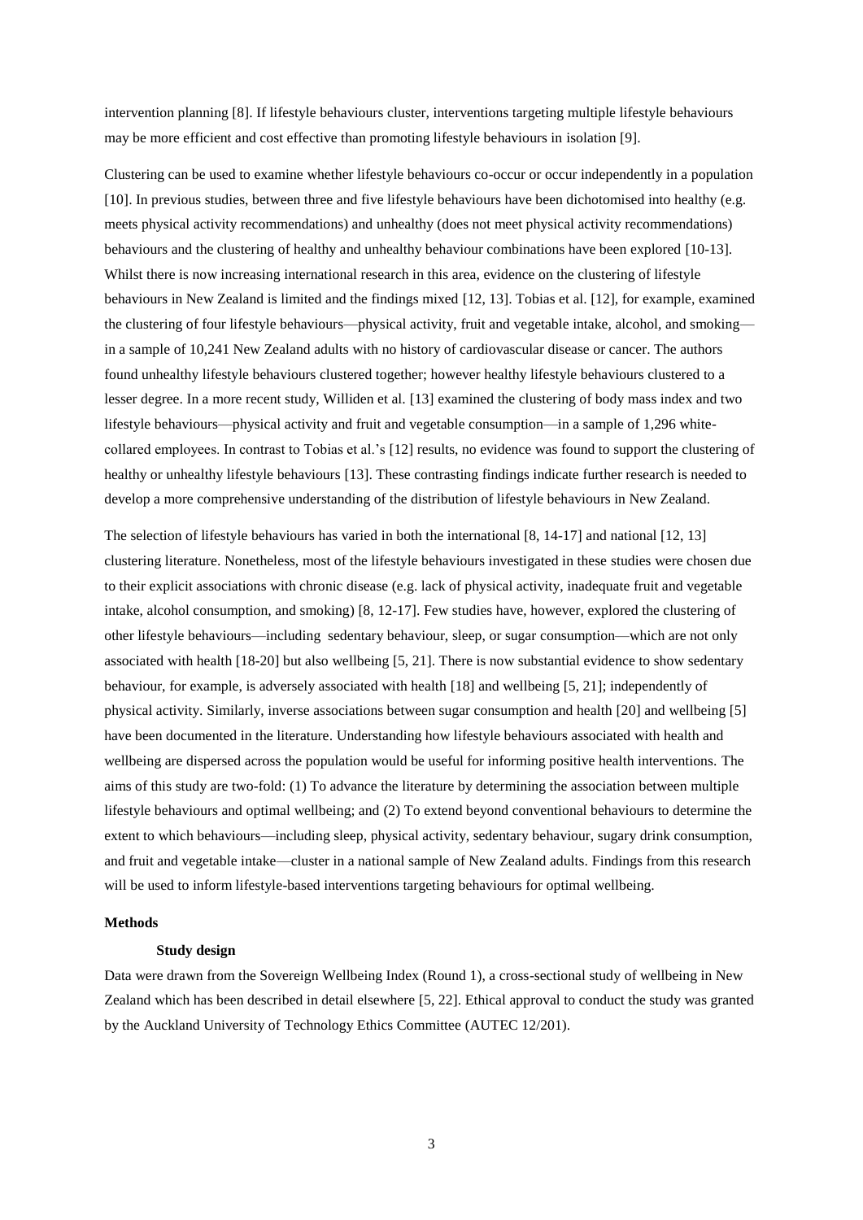intervention planning [8]. If lifestyle behaviours cluster, interventions targeting multiple lifestyle behaviours may be more efficient and cost effective than promoting lifestyle behaviours in isolation [9].

Clustering can be used to examine whether lifestyle behaviours co-occur or occur independently in a population [10]. In previous studies, between three and five lifestyle behaviours have been dichotomised into healthy (e.g. meets physical activity recommendations) and unhealthy (does not meet physical activity recommendations) behaviours and the clustering of healthy and unhealthy behaviour combinations have been explored [10-13]. Whilst there is now increasing international research in this area, evidence on the clustering of lifestyle behaviours in New Zealand is limited and the findings mixed [12, 13]. Tobias et al. [12], for example, examined the clustering of four lifestyle behaviours—physical activity, fruit and vegetable intake, alcohol, and smoking—in a sample of 10,241 New Zealand adults with no history of cardiovascular disease or cancer. The authors found unhealthy lifestyle behaviours clustered together; however healthy lifestyle behaviours clustered to a lesser degree. In a more recent study, Williden et al. [13] examined the clustering of body mass index and two lifestyle behaviours—physical activity and fruit and vegetable consumption—in a sample of 1,296 white-collared employees. In contrast to Tobias et al.'s [12] results, no evidence was found to support the clustering of healthy or unhealthy lifestyle behaviours [13]. These contrasting findings indicate further research is needed to develop a more comprehensive understanding of the distribution of lifestyle behaviours in New Zealand.

The selection of lifestyle behaviours has varied in both the international [8, 14-17] and national [12, 13] clustering literature. Nonetheless, most of the lifestyle behaviours investigated in these studies were chosen due to their explicit associations with chronic disease (e.g. lack of physical activity, inadequate fruit and vegetable intake, alcohol consumption, and smoking) [8, 12-17]. Few studies have, however, explored the clustering of other lifestyle behaviours—including sedentary behaviour, sleep, or sugar consumption—which are not only associated with health [18-20] but also wellbeing [5, 21]. There is now substantial evidence to show sedentary behaviour, for example, is adversely associated with health [18] and wellbeing [5, 21]; independently of physical activity. Similarly, inverse associations between sugar consumption and health [20] and wellbeing [5] have been documented in the literature. Understanding how lifestyle behaviours associated with health and wellbeing are dispersed across the population would be useful for informing positive health interventions. The aims of this study are two-fold: (1) To advance the literature by determining the association between multiple lifestyle behaviours and optimal wellbeing; and (2) To extend beyond conventional behaviours to determine the extent to which behaviours—including sleep, physical activity, sedentary behaviour, sugary drink consumption, and fruit and vegetable intake—cluster in a national sample of New Zealand adults. Findings from this research will be used to inform lifestyle-based interventions targeting behaviours for optimal wellbeing.

## Methods

### Study design

Data were drawn from the Sovereign Wellbeing Index (Round 1), a cross-sectional study of wellbeing in New Zealand which has been described in detail elsewhere [5, 22]. Ethical approval to conduct the study was granted by the Auckland University of Technology Ethics Committee (AUTEC 12/201).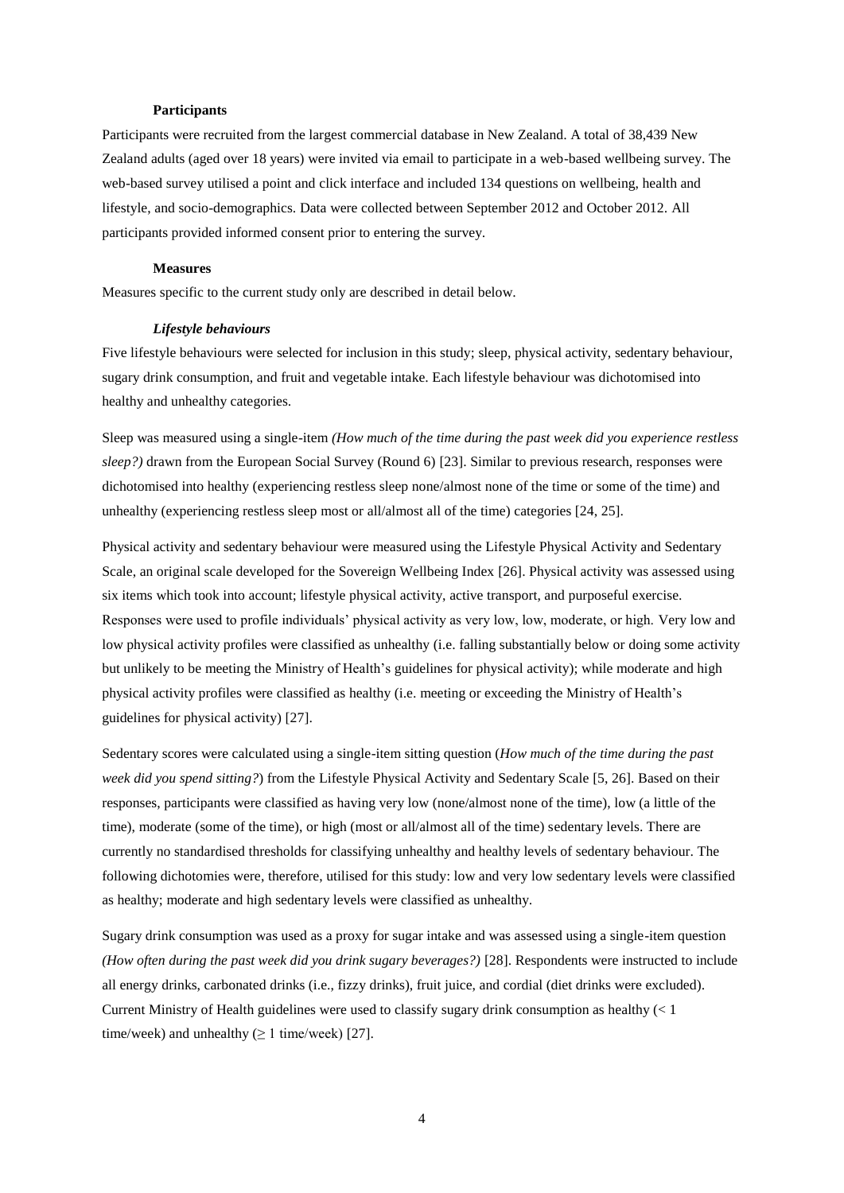### Participants

Participants were recruited from the largest commercial database in New Zealand. A total of 38,439 New Zealand adults (aged over 18 years) were invited via email to participate in a web-based wellbeing survey. The web-based survey utilised a point and click interface and included 134 questions on wellbeing, health and lifestyle, and socio-demographics. Data were collected between September 2012 and October 2012. All participants provided informed consent prior to entering the survey.

### Measures

Measures specific to the current study only are described in detail below.

#### *Lifestyle behaviours*

Five lifestyle behaviours were selected for inclusion in this study; sleep, physical activity, sedentary behaviour, sugary drink consumption, and fruit and vegetable intake. Each lifestyle behaviour was dichotomised into healthy and unhealthy categories.

Sleep was measured using a single-item *(How much of the time during the past week did you experience restless sleep?)* drawn from the European Social Survey (Round 6) [23]. Similar to previous research, responses were dichotomised into healthy (experiencing restless sleep none/almost none of the time or some of the time) and unhealthy (experiencing restless sleep most or all/almost all of the time) categories [24, 25].

Physical activity and sedentary behaviour were measured using the Lifestyle Physical Activity and Sedentary Scale, an original scale developed for the Sovereign Wellbeing Index [26]. Physical activity was assessed using six items which took into account; lifestyle physical activity, active transport, and purposeful exercise. Responses were used to profile individuals' physical activity as very low, low, moderate, or high. Very low and low physical activity profiles were classified as unhealthy (i.e. falling substantially below or doing some activity but unlikely to be meeting the Ministry of Health's guidelines for physical activity); while moderate and high physical activity profiles were classified as healthy (i.e. meeting or exceeding the Ministry of Health's guidelines for physical activity) [27].

Sedentary scores were calculated using a single-item sitting question (*How much of the time during the past week did you spend sitting?*) from the Lifestyle Physical Activity and Sedentary Scale [5, 26]. Based on their responses, participants were classified as having very low (none/almost none of the time), low (a little of the time), moderate (some of the time), or high (most or all/almost all of the time) sedentary levels. There are currently no standardised thresholds for classifying unhealthy and healthy levels of sedentary behaviour. The following dichotomies were, therefore, utilised for this study: low and very low sedentary levels were classified as healthy; moderate and high sedentary levels were classified as unhealthy.

Sugary drink consumption was used as a proxy for sugar intake and was assessed using a single-item question *(How often during the past week did you drink sugary beverages?)* [28]. Respondents were instructed to include all energy drinks, carbonated drinks (i.e., fizzy drinks), fruit juice, and cordial (diet drinks were excluded). Current Ministry of Health guidelines were used to classify sugary drink consumption as healthy ($< 1$ time/week) and unhealthy ($\geq 1$ time/week) [27].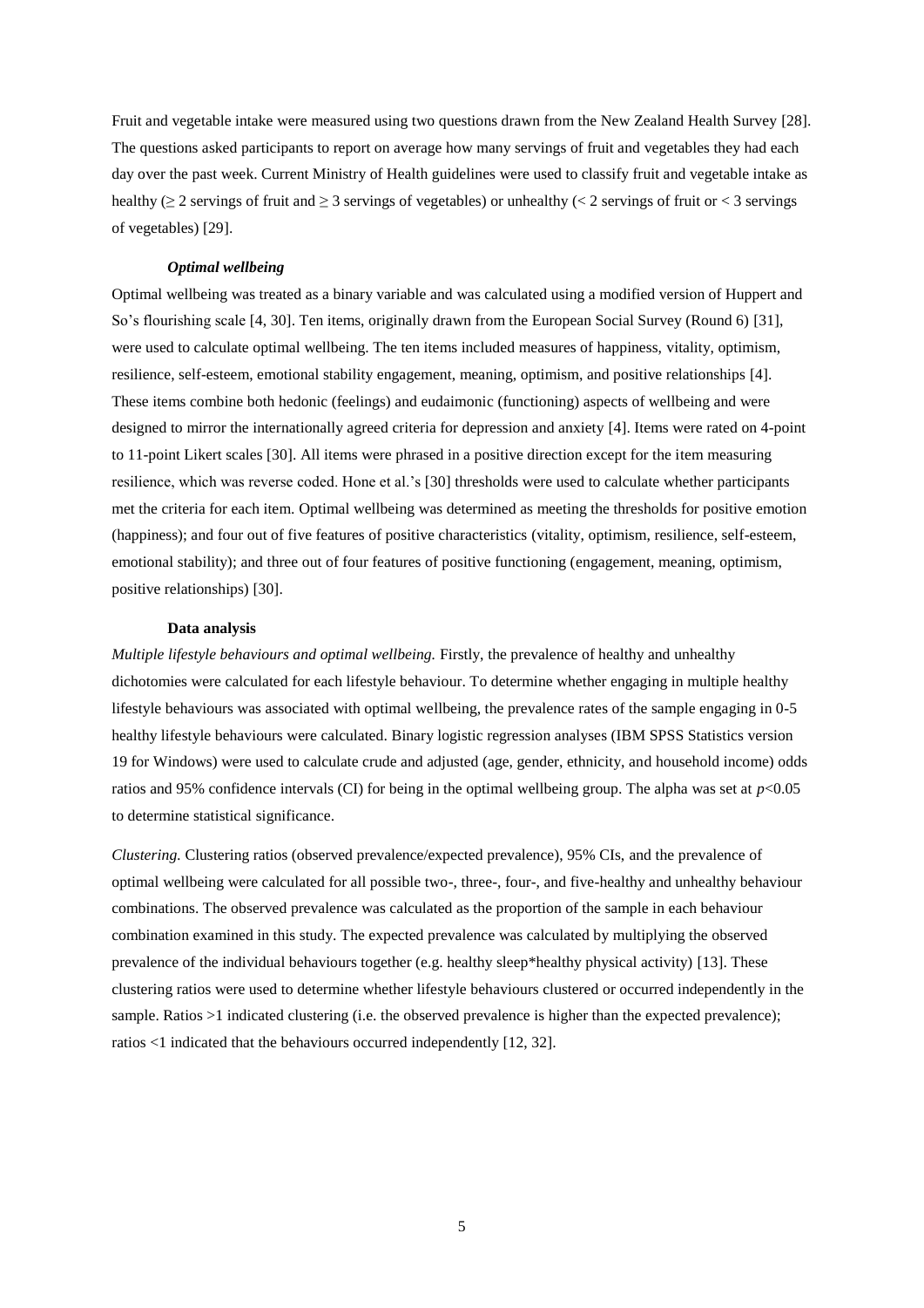Fruit and vegetable intake were measured using two questions drawn from the New Zealand Health Survey [28]. The questions asked participants to report on average how many servings of fruit and vegetables they had each day over the past week. Current Ministry of Health guidelines were used to classify fruit and vegetable intake as healthy ($\geq$ 2 servings of fruit and $\geq$ 3 servings of vegetables) or unhealthy (< 2 servings of fruit or < 3 servings of vegetables) [29].

### *Optimal wellbeing*

Optimal wellbeing was treated as a binary variable and was calculated using a modified version of Huppert and So's flourishing scale [4, 30]. Ten items, originally drawn from the European Social Survey (Round 6) [31], were used to calculate optimal wellbeing. The ten items included measures of happiness, vitality, optimism, resilience, self-esteem, emotional stability engagement, meaning, optimism, and positive relationships [4]. These items combine both hedonic (feelings) and eudaimonic (functioning) aspects of wellbeing and were designed to mirror the internationally agreed criteria for depression and anxiety [4]. Items were rated on 4-point to 11-point Likert scales [30]. All items were phrased in a positive direction except for the item measuring resilience, which was reverse coded. Hone et al.'s [30] thresholds were used to calculate whether participants met the criteria for each item. Optimal wellbeing was determined as meeting the thresholds for positive emotion (happiness); and four out of five features of positive characteristics (vitality, optimism, resilience, self-esteem, emotional stability); and three out of four features of positive functioning (engagement, meaning, optimism, positive relationships) [30].

### Data analysis

*Multiple lifestyle behaviours and optimal wellbeing.* Firstly, the prevalence of healthy and unhealthy dichotomies were calculated for each lifestyle behaviour. To determine whether engaging in multiple healthy lifestyle behaviours was associated with optimal wellbeing, the prevalence rates of the sample engaging in 0-5 healthy lifestyle behaviours were calculated. Binary logistic regression analyses (IBM SPSS Statistics version 19 for Windows) were used to calculate crude and adjusted (age, gender, ethnicity, and household income) odds ratios and 95% confidence intervals (CI) for being in the optimal wellbeing group. The alpha was set at $p$<0.05 to determine statistical significance.

*Clustering.* Clustering ratios (observed prevalence/expected prevalence), 95% CIs, and the prevalence of optimal wellbeing were calculated for all possible two-, three-, four-, and five-healthy and unhealthy behaviour combinations. The observed prevalence was calculated as the proportion of the sample in each behaviour combination examined in this study. The expected prevalence was calculated by multiplying the observed prevalence of the individual behaviours together (e.g. healthy sleep*healthy physical activity) [13]. These clustering ratios were used to determine whether lifestyle behaviours clustered or occurred independently in the sample. Ratios >1 indicated clustering (i.e. the observed prevalence is higher than the expected prevalence); ratios <1 indicated that the behaviours occurred independently [12, 32].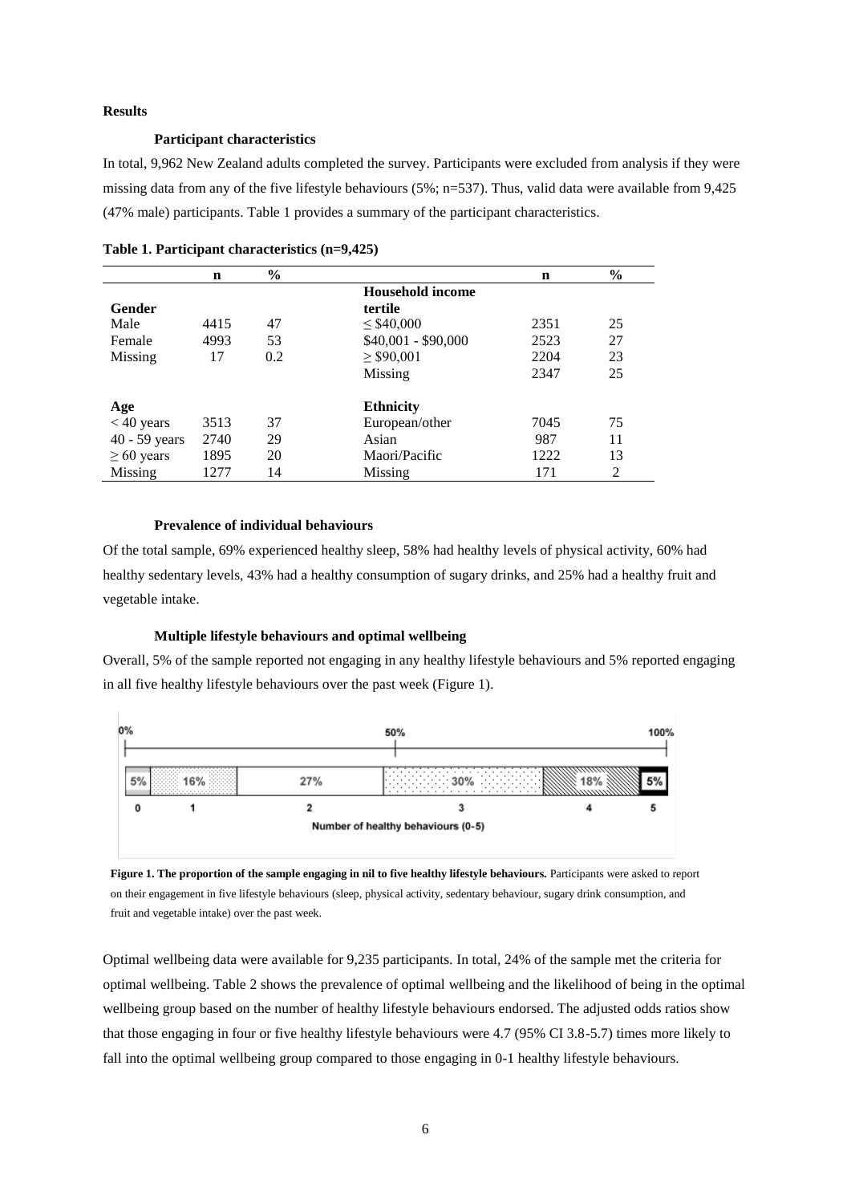## Results

### Participant characteristics

In total, 9,962 New Zealand adults completed the survey. Participants were excluded from analysis if they were missing data from any of the five lifestyle behaviours (5%; n=537). Thus, valid data were available from 9,425 (47% male) participants. Table 1 provides a summary of the participant characteristics.

**Table 1. Participant characteristics (n=9,425)**

| | n | % | | n | % |
|---|---|---|---|---|---|
| **Gender** | | | **Household income tertile** | | |
| Male | 4415 | 47 | ≤ $40,000 | 2351 | 25 |
| Female | 4993 | 53 | $40,001 - $90,000 | 2523 | 27 |
| Missing | 17 | 0.2 | ≥ $90,001 | 2204 | 23 |
| | | | Missing | 2347 | 25 |
| **Age** | | | **Ethnicity** | | |
| < 40 years | 3513 | 37 | European/other | 7045 | 75 |
| 40 - 59 years | 2740 | 29 | Asian | 987 | 11 |
| ≥ 60 years | 1895 | 20 | Maori/Pacific | 1222 | 13 |
| Missing | 1277 | 14 | Missing | 171 | 2 |

### Prevalence of individual behaviours

Of the total sample, 69% experienced healthy sleep, 58% had healthy levels of physical activity, 60% had healthy sedentary levels, 43% had a healthy consumption of sugary drinks, and 25% had a healthy fruit and vegetable intake.

### Multiple lifestyle behaviours and optimal wellbeing

Overall, 5% of the sample reported not engaging in any healthy lifestyle behaviours and 5% reported engaging in all five healthy lifestyle behaviours over the past week (Figure 1).

**Figure 1. The proportion of the sample engaging in nil to five healthy lifestyle behaviours.** Participants were asked to report on their engagement in five lifestyle behaviours (sleep, physical activity, sedentary behaviour, sugary drink consumption, and fruit and vegetable intake) over the past week.

Optimal wellbeing data were available for 9,235 participants. In total, 24% of the sample met the criteria for optimal wellbeing. Table 2 shows the prevalence of optimal wellbeing and the likelihood of being in the optimal wellbeing group based on the number of healthy lifestyle behaviours endorsed. The adjusted odds ratios show that those engaging in four or five healthy lifestyle behaviours were 4.7 (95% CI 3.8-5.7) times more likely to fall into the optimal wellbeing group compared to those engaging in 0-1 healthy lifestyle behaviours.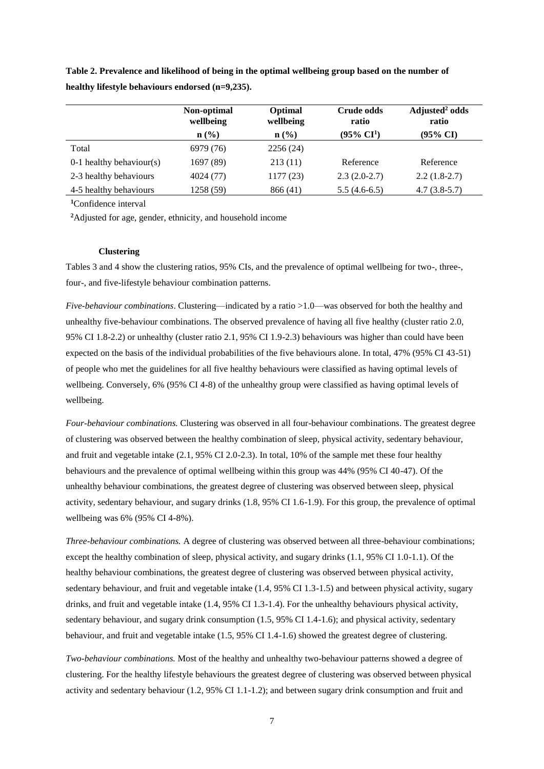**Table 2. Prevalence and likelihood of being in the optimal wellbeing group based on the number of healthy lifestyle behaviours endorsed (n=9,235).**

| | Non-optimal wellbeing n (%) | Optimal wellbeing n (%) | Crude odds ratio (95% CI[1]) | Adjusted[2] odds ratio (95% CI) |
|---|---|---|---|---|
| Total | 6979 (76) | 2256 (24) | | |
| 0-1 healthy behaviour(s) | 1697 (89) | 213 (11) | Reference | Reference |
| 2-3 healthy behaviours | 4024 (77) | 1177 (23) | 2.3 (2.0-2.7) | 2.2 (1.8-2.7) |
| 4-5 healthy behaviours | 1258 (59) | 866 (41) | 5.5 (4.6-6.5) | 4.7 (3.8-5.7) |

[1]Confidence interval

[2]Adjusted for age, gender, ethnicity, and household income

### Clustering

Tables 3 and 4 show the clustering ratios, 95% CIs, and the prevalence of optimal wellbeing for two-, three-, four-, and five-lifestyle behaviour combination patterns.

*Five-behaviour combinations*. Clustering—indicated by a ratio >1.0—was observed for both the healthy and unhealthy five-behaviour combinations. The observed prevalence of having all five healthy (cluster ratio 2.0, 95% CI 1.8-2.2) or unhealthy (cluster ratio 2.1, 95% CI 1.9-2.3) behaviours was higher than could have been expected on the basis of the individual probabilities of the five behaviours alone. In total, 47% (95% CI 43-51) of people who met the guidelines for all five healthy behaviours were classified as having optimal levels of wellbeing. Conversely, 6% (95% CI 4-8) of the unhealthy group were classified as having optimal levels of wellbeing.

*Four-behaviour combinations.* Clustering was observed in all four-behaviour combinations. The greatest degree of clustering was observed between the healthy combination of sleep, physical activity, sedentary behaviour, and fruit and vegetable intake (2.1, 95% CI 2.0-2.3). In total, 10% of the sample met these four healthy behaviours and the prevalence of optimal wellbeing within this group was 44% (95% CI 40-47). Of the unhealthy behaviour combinations, the greatest degree of clustering was observed between sleep, physical activity, sedentary behaviour, and sugary drinks (1.8, 95% CI 1.6-1.9). For this group, the prevalence of optimal wellbeing was 6% (95% CI 4-8%).

*Three-behaviour combinations.* A degree of clustering was observed between all three-behaviour combinations; except the healthy combination of sleep, physical activity, and sugary drinks (1.1, 95% CI 1.0-1.1). Of the healthy behaviour combinations, the greatest degree of clustering was observed between physical activity, sedentary behaviour, and fruit and vegetable intake (1.4, 95% CI 1.3-1.5) and between physical activity, sugary drinks, and fruit and vegetable intake (1.4, 95% CI 1.3-1.4). For the unhealthy behaviours physical activity, sedentary behaviour, and sugary drink consumption (1.5, 95% CI 1.4-1.6); and physical activity, sedentary behaviour, and fruit and vegetable intake (1.5, 95% CI 1.4-1.6) showed the greatest degree of clustering.

*Two-behaviour combinations.* Most of the healthy and unhealthy two-behaviour patterns showed a degree of clustering. For the healthy lifestyle behaviours the greatest degree of clustering was observed between physical activity and sedentary behaviour (1.2, 95% CI 1.1-1.2); and between sugary drink consumption and fruit and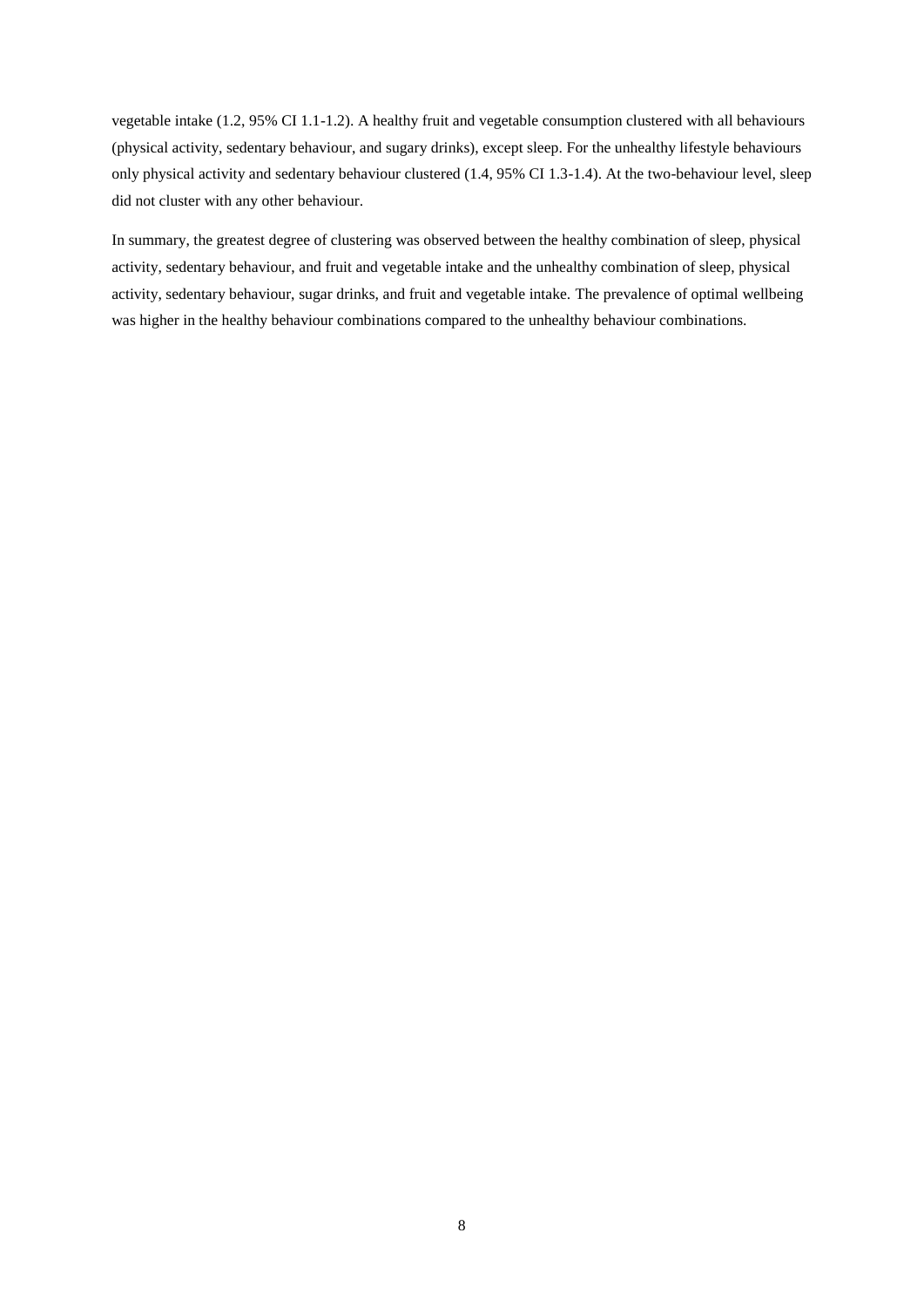vegetable intake (1.2, 95% CI 1.1-1.2). A healthy fruit and vegetable consumption clustered with all behaviours (physical activity, sedentary behaviour, and sugary drinks), except sleep. For the unhealthy lifestyle behaviours only physical activity and sedentary behaviour clustered (1.4, 95% CI 1.3-1.4). At the two-behaviour level, sleep did not cluster with any other behaviour.

In summary, the greatest degree of clustering was observed between the healthy combination of sleep, physical activity, sedentary behaviour, and fruit and vegetable intake and the unhealthy combination of sleep, physical activity, sedentary behaviour, sugar drinks, and fruit and vegetable intake. The prevalence of optimal wellbeing was higher in the healthy behaviour combinations compared to the unhealthy behaviour combinations.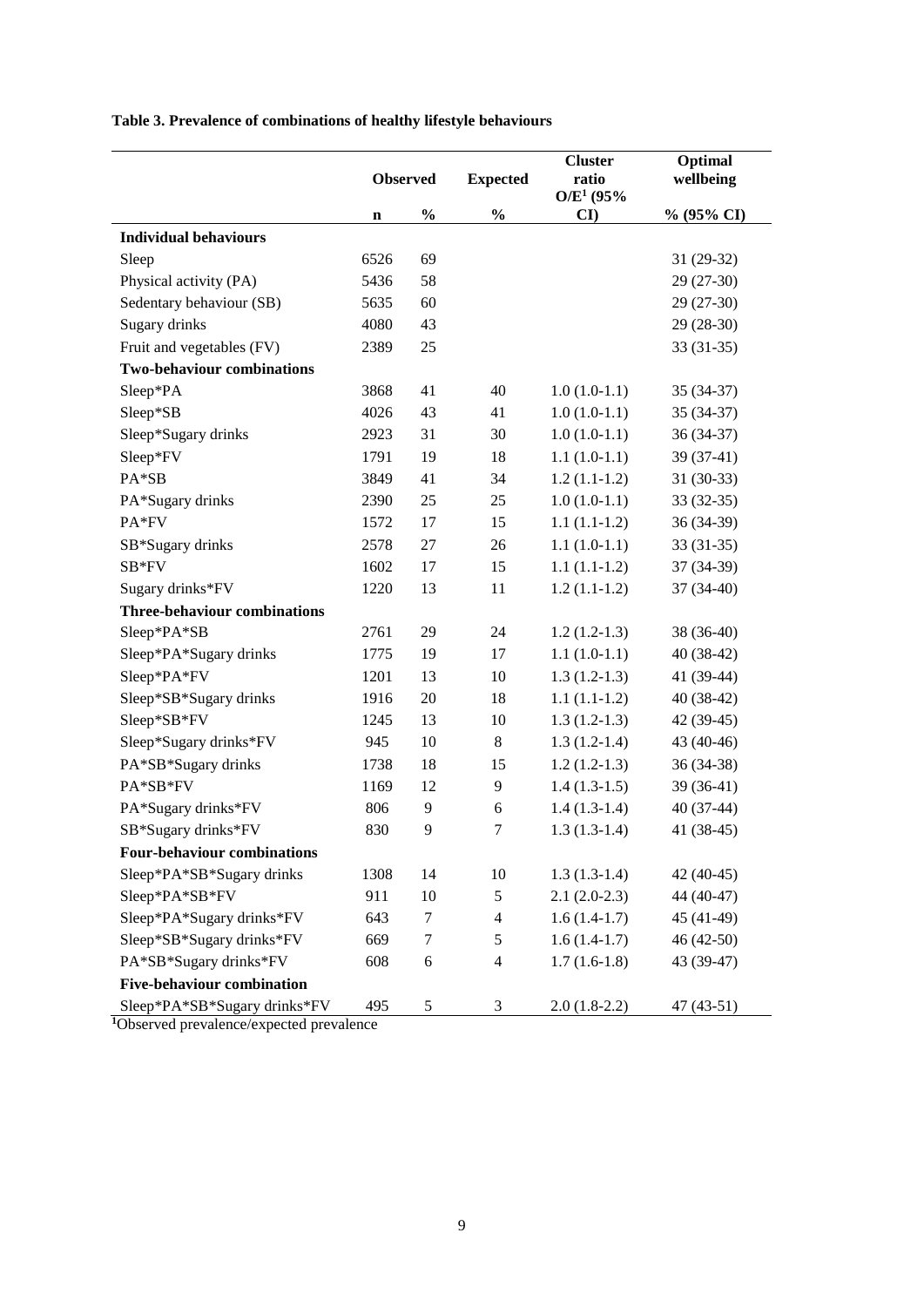**Table 3. Prevalence of combinations of healthy lifestyle behaviours**

| | Observed | | Expected | Cluster ratio O/E[1] (95% CI) | Optimal wellbeing |
|---|---|---|---|---|---|
| | n | % | % | | % (95% CI) |
| **Individual behaviours** | | | | | |
| Sleep | 6526 | 69 | | | 31 (29-32) |
| Physical activity (PA) | 5436 | 58 | | | 29 (27-30) |
| Sedentary behaviour (SB) | 5635 | 60 | | | 29 (27-30) |
| Sugary drinks | 4080 | 43 | | | 29 (28-30) |
| Fruit and vegetables (FV) | 2389 | 25 | | | 33 (31-35) |
| **Two-behaviour combinations** | | | | | |
| Sleep*PA | 3868 | 41 | 40 | 1.0 (1.0-1.1) | 35 (34-37) |
| Sleep*SB | 4026 | 43 | 41 | 1.0 (1.0-1.1) | 35 (34-37) |
| Sleep*Sugary drinks | 2923 | 31 | 30 | 1.0 (1.0-1.1) | 36 (34-37) |
| Sleep*FV | 1791 | 19 | 18 | 1.1 (1.0-1.1) | 39 (37-41) |
| PA*SB | 3849 | 41 | 34 | 1.2 (1.1-1.2) | 31 (30-33) |
| PA*Sugary drinks | 2390 | 25 | 25 | 1.0 (1.0-1.1) | 33 (32-35) |
| PA*FV | 1572 | 17 | 15 | 1.1 (1.1-1.2) | 36 (34-39) |
| SB*Sugary drinks | 2578 | 27 | 26 | 1.1 (1.0-1.1) | 33 (31-35) |
| SB*FV | 1602 | 17 | 15 | 1.1 (1.1-1.2) | 37 (34-39) |
| Sugary drinks*FV | 1220 | 13 | 11 | 1.2 (1.1-1.2) | 37 (34-40) |
| **Three-behaviour combinations** | | | | | |
| Sleep*PA*SB | 2761 | 29 | 24 | 1.2 (1.2-1.3) | 38 (36-40) |
| Sleep*PA*Sugary drinks | 1775 | 19 | 17 | 1.1 (1.0-1.1) | 40 (38-42) |
| Sleep*PA*FV | 1201 | 13 | 10 | 1.3 (1.2-1.3) | 41 (39-44) |
| Sleep*SB*Sugary drinks | 1916 | 20 | 18 | 1.1 (1.1-1.2) | 40 (38-42) |
| Sleep*SB*FV | 1245 | 13 | 10 | 1.3 (1.2-1.3) | 42 (39-45) |
| Sleep*Sugary drinks*FV | 945 | 10 | 8 | 1.3 (1.2-1.4) | 43 (40-46) |
| PA*SB*Sugary drinks | 1738 | 18 | 15 | 1.2 (1.2-1.3) | 36 (34-38) |
| PA*SB*FV | 1169 | 12 | 9 | 1.4 (1.3-1.5) | 39 (36-41) |
| PA*Sugary drinks*FV | 806 | 9 | 6 | 1.4 (1.3-1.4) | 40 (37-44) |
| SB*Sugary drinks*FV | 830 | 9 | 7 | 1.3 (1.3-1.4) | 41 (38-45) |
| **Four-behaviour combinations** | | | | | |
| Sleep*PA*SB*Sugary drinks | 1308 | 14 | 10 | 1.3 (1.3-1.4) | 42 (40-45) |
| Sleep*PA*SB*FV | 911 | 10 | 5 | 2.1 (2.0-2.3) | 44 (40-47) |
| Sleep*PA*Sugary drinks*FV | 643 | 7 | 4 | 1.6 (1.4-1.7) | 45 (41-49) |
| Sleep*SB*Sugary drinks*FV | 669 | 7 | 5 | 1.6 (1.4-1.7) | 46 (42-50) |
| PA*SB*Sugary drinks*FV | 608 | 6 | 4 | 1.7 (1.6-1.8) | 43 (39-47) |
| **Five-behaviour combination** | | | | | |
| Sleep*PA*SB*Sugary drinks*FV | 495 | 5 | 3 | 2.0 (1.8-2.2) | 47 (43-51) |

[1]Observed prevalence/expected prevalence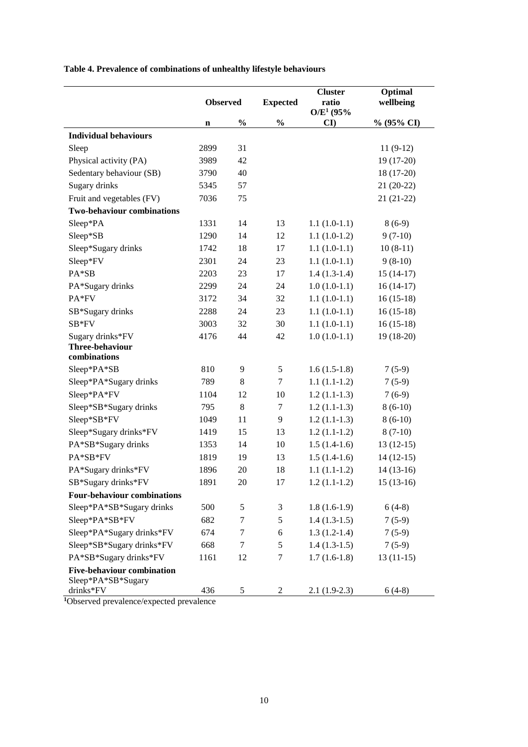**Table 4. Prevalence of combinations of unhealthy lifestyle behaviours**

| | Observed | | Expected | Cluster ratio O/E[1] (95% CI) | Optimal wellbeing |
|---|---|---|---|---|---|
| | n | % | % | | % (95% CI) |
| **Individual behaviours** | | | | | |
| Sleep | 2899 | 31 | | | 11 (9-12) |
| Physical activity (PA) | 3989 | 42 | | | 19 (17-20) |
| Sedentary behaviour (SB) | 3790 | 40 | | | 18 (17-20) |
| Sugary drinks | 5345 | 57 | | | 21 (20-22) |
| Fruit and vegetables (FV) | 7036 | 75 | | | 21 (21-22) |
| **Two-behaviour combinations** | | | | | |
| Sleep*PA | 1331 | 14 | 13 | 1.1 (1.0-1.1) | 8 (6-9) |
| Sleep*SB | 1290 | 14 | 12 | 1.1 (1.0-1.2) | 9 (7-10) |
| Sleep*Sugary drinks | 1742 | 18 | 17 | 1.1 (1.0-1.1) | 10 (8-11) |
| Sleep*FV | 2301 | 24 | 23 | 1.1 (1.0-1.1) | 9 (8-10) |
| PA*SB | 2203 | 23 | 17 | 1.4 (1.3-1.4) | 15 (14-17) |
| PA*Sugary drinks | 2299 | 24 | 24 | 1.0 (1.0-1.1) | 16 (14-17) |
| PA*FV | 3172 | 34 | 32 | 1.1 (1.0-1.1) | 16 (15-18) |
| SB*Sugary drinks | 2288 | 24 | 23 | 1.1 (1.0-1.1) | 16 (15-18) |
| SB*FV | 3003 | 32 | 30 | 1.1 (1.0-1.1) | 16 (15-18) |
| Sugary drinks*FV | 4176 | 44 | 42 | 1.0 (1.0-1.1) | 19 (18-20) |
| **Three-behaviour combinations** | | | | | |
| Sleep*PA*SB | 810 | 9 | 5 | 1.6 (1.5-1.8) | 7 (5-9) |
| Sleep*PA*Sugary drinks | 789 | 8 | 7 | 1.1 (1.1-1.2) | 7 (5-9) |
| Sleep*PA*FV | 1104 | 12 | 10 | 1.2 (1.1-1.3) | 7 (6-9) |
| Sleep*SB*Sugary drinks | 795 | 8 | 7 | 1.2 (1.1-1.3) | 8 (6-10) |
| Sleep*SB*FV | 1049 | 11 | 9 | 1.2 (1.1-1.3) | 8 (6-10) |
| Sleep*Sugary drinks*FV | 1419 | 15 | 13 | 1.2 (1.1-1.2) | 8 (7-10) |
| PA*SB*Sugary drinks | 1353 | 14 | 10 | 1.5 (1.4-1.6) | 13 (12-15) |
| PA*SB*FV | 1819 | 19 | 13 | 1.5 (1.4-1.6) | 14 (12-15) |
| PA*Sugary drinks*FV | 1896 | 20 | 18 | 1.1 (1.1-1.2) | 14 (13-16) |
| SB*Sugary drinks*FV | 1891 | 20 | 17 | 1.2 (1.1-1.2) | 15 (13-16) |
| **Four-behaviour combinations** | | | | | |
| Sleep*PA*SB*Sugary drinks | 500 | 5 | 3 | 1.8 (1.6-1.9) | 6 (4-8) |
| Sleep*PA*SB*FV | 682 | 7 | 5 | 1.4 (1.3-1.5) | 7 (5-9) |
| Sleep*PA*Sugary drinks*FV | 674 | 7 | 6 | 1.3 (1.2-1.4) | 7 (5-9) |
| Sleep*SB*Sugary drinks*FV | 668 | 7 | 5 | 1.4 (1.3-1.5) | 7 (5-9) |
| PA*SB*Sugary drinks*FV | 1161 | 12 | 7 | 1.7 (1.6-1.8) | 13 (11-15) |
| **Five-behaviour combination** | | | | | |
| Sleep*PA*SB*Sugary drinks*FV | 436 | 5 | 2 | 2.1 (1.9-2.3) | 6 (4-8) |

[1]Observed prevalence/expected prevalence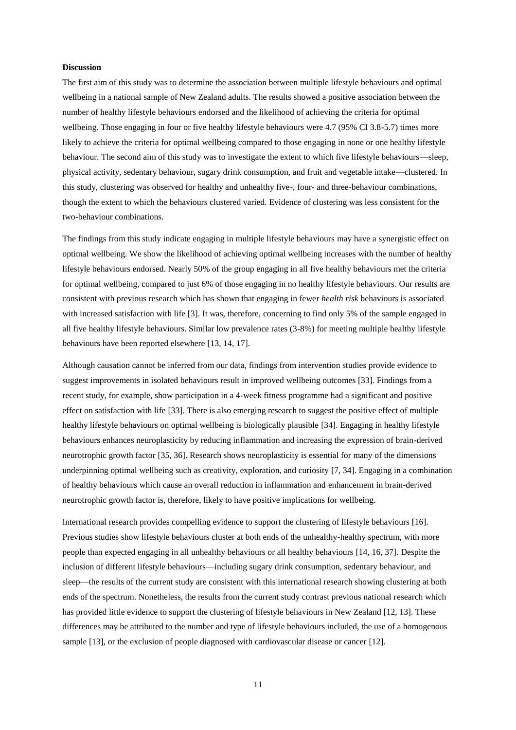**Discussion**

The first aim of this study was to determine the association between multiple lifestyle behaviours and optimal wellbeing in a national sample of New Zealand adults. The results showed a positive association between the number of healthy lifestyle behaviours endorsed and the likelihood of achieving the criteria for optimal wellbeing. Those engaging in four or five healthy lifestyle behaviours were 4.7 (95% CI 3.8-5.7) times more likely to achieve the criteria for optimal wellbeing compared to those engaging in none or one healthy lifestyle behaviour. The second aim of this study was to investigate the extent to which five lifestyle behaviours—sleep, physical activity, sedentary behaviour, sugary drink consumption, and fruit and vegetable intake—clustered. In this study, clustering was observed for healthy and unhealthy five-, four- and three-behaviour combinations, though the extent to which the behaviours clustered varied. Evidence of clustering was less consistent for the two-behaviour combinations.

The findings from this study indicate engaging in multiple lifestyle behaviours may have a synergistic effect on optimal wellbeing. We show the likelihood of achieving optimal wellbeing increases with the number of healthy lifestyle behaviours endorsed. Nearly 50% of the group engaging in all five healthy behaviours met the criteria for optimal wellbeing, compared to just 6% of those engaging in no healthy lifestyle behaviours. Our results are consistent with previous research which has shown that engaging in fewer *health risk* behaviours is associated with increased satisfaction with life [3]. It was, therefore, concerning to find only 5% of the sample engaged in all five healthy lifestyle behaviours. Similar low prevalence rates (3-8%) for meeting multiple healthy lifestyle behaviours have been reported elsewhere [13, 14, 17].

Although causation cannot be inferred from our data, findings from intervention studies provide evidence to suggest improvements in isolated behaviours result in improved wellbeing outcomes [33]. Findings from a recent study, for example, show participation in a 4-week fitness programme had a significant and positive effect on satisfaction with life [33]. There is also emerging research to suggest the positive effect of multiple healthy lifestyle behaviours on optimal wellbeing is biologically plausible [34]. Engaging in healthy lifestyle behaviours enhances neuroplasticity by reducing inflammation and increasing the expression of brain-derived neurotrophic growth factor [35, 36]. Research shows neuroplasticity is essential for many of the dimensions underpinning optimal wellbeing such as creativity, exploration, and curiosity [7, 34]. Engaging in a combination of healthy behaviours which cause an overall reduction in inflammation and enhancement in brain-derived neurotrophic growth factor is, therefore, likely to have positive implications for wellbeing.

International research provides compelling evidence to support the clustering of lifestyle behaviours [16]. Previous studies show lifestyle behaviours cluster at both ends of the unhealthy-healthy spectrum, with more people than expected engaging in all unhealthy behaviours or all healthy behaviours [14, 16, 37]. Despite the inclusion of different lifestyle behaviours—including sugary drink consumption, sedentary behaviour, and sleep—the results of the current study are consistent with this international research showing clustering at both ends of the spectrum. Nonetheless, the results from the current study contrast previous national research which has provided little evidence to support the clustering of lifestyle behaviours in New Zealand [12, 13]. These differences may be attributed to the number and type of lifestyle behaviours included, the use of a homogenous sample [13], or the exclusion of people diagnosed with cardiovascular disease or cancer [12].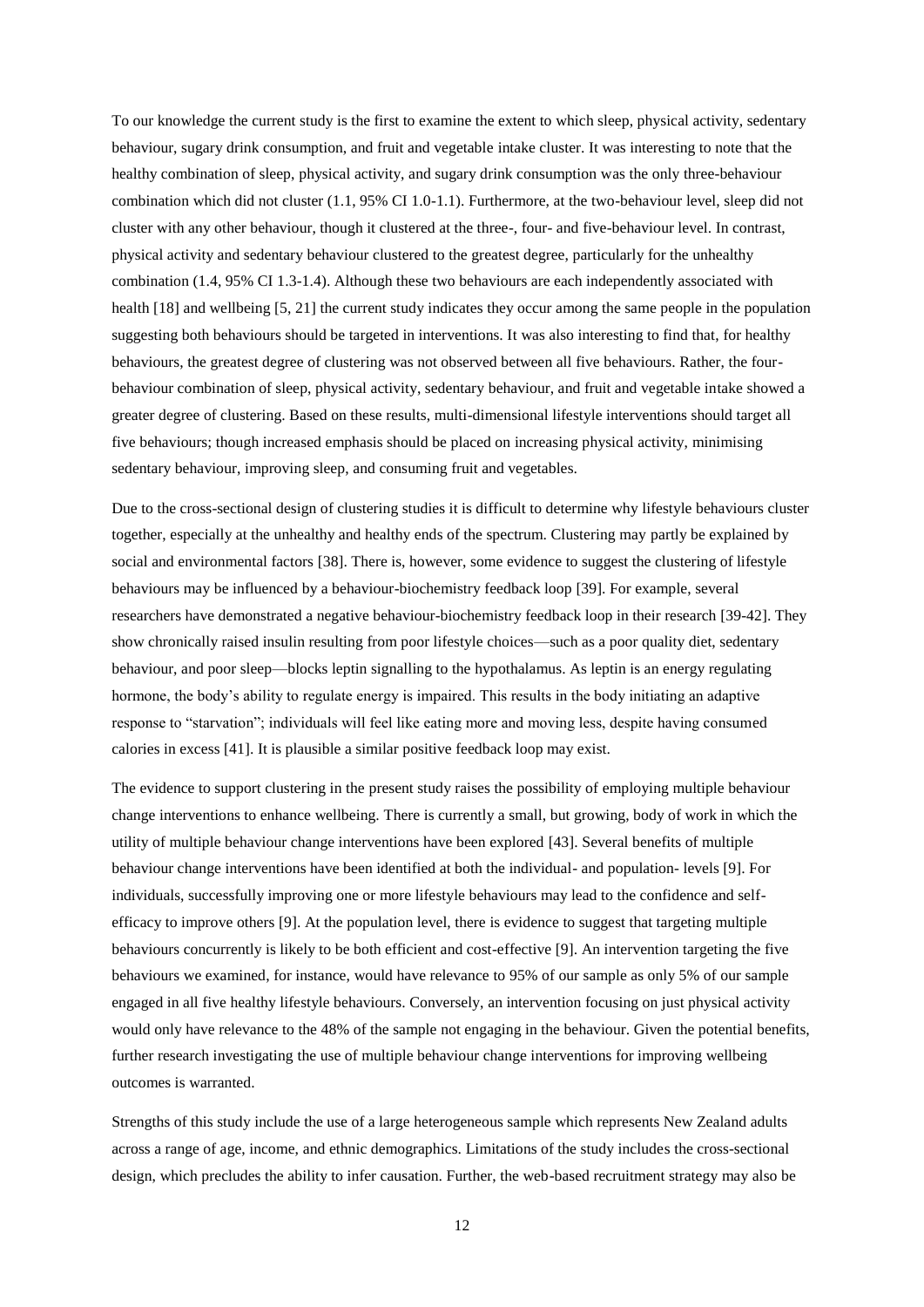To our knowledge the current study is the first to examine the extent to which sleep, physical activity, sedentary behaviour, sugary drink consumption, and fruit and vegetable intake cluster. It was interesting to note that the healthy combination of sleep, physical activity, and sugary drink consumption was the only three-behaviour combination which did not cluster (1.1, 95% CI 1.0-1.1). Furthermore, at the two-behaviour level, sleep did not cluster with any other behaviour, though it clustered at the three-, four- and five-behaviour level. In contrast, physical activity and sedentary behaviour clustered to the greatest degree, particularly for the unhealthy combination (1.4, 95% CI 1.3-1.4). Although these two behaviours are each independently associated with health [18] and wellbeing [5, 21] the current study indicates they occur among the same people in the population suggesting both behaviours should be targeted in interventions. It was also interesting to find that, for healthy behaviours, the greatest degree of clustering was not observed between all five behaviours. Rather, the four-behaviour combination of sleep, physical activity, sedentary behaviour, and fruit and vegetable intake showed a greater degree of clustering. Based on these results, multi-dimensional lifestyle interventions should target all five behaviours; though increased emphasis should be placed on increasing physical activity, minimising sedentary behaviour, improving sleep, and consuming fruit and vegetables.

Due to the cross-sectional design of clustering studies it is difficult to determine why lifestyle behaviours cluster together, especially at the unhealthy and healthy ends of the spectrum. Clustering may partly be explained by social and environmental factors [38]. There is, however, some evidence to suggest the clustering of lifestyle behaviours may be influenced by a behaviour-biochemistry feedback loop [39]. For example, several researchers have demonstrated a negative behaviour-biochemistry feedback loop in their research [39-42]. They show chronically raised insulin resulting from poor lifestyle choices—such as a poor quality diet, sedentary behaviour, and poor sleep—blocks leptin signalling to the hypothalamus. As leptin is an energy regulating hormone, the body's ability to regulate energy is impaired. This results in the body initiating an adaptive response to "starvation"; individuals will feel like eating more and moving less, despite having consumed calories in excess [41]. It is plausible a similar positive feedback loop may exist.

The evidence to support clustering in the present study raises the possibility of employing multiple behaviour change interventions to enhance wellbeing. There is currently a small, but growing, body of work in which the utility of multiple behaviour change interventions have been explored [43]. Several benefits of multiple behaviour change interventions have been identified at both the individual- and population- levels [9]. For individuals, successfully improving one or more lifestyle behaviours may lead to the confidence and self-efficacy to improve others [9]. At the population level, there is evidence to suggest that targeting multiple behaviours concurrently is likely to be both efficient and cost-effective [9]. An intervention targeting the five behaviours we examined, for instance, would have relevance to 95% of our sample as only 5% of our sample engaged in all five healthy lifestyle behaviours. Conversely, an intervention focusing on just physical activity would only have relevance to the 48% of the sample not engaging in the behaviour. Given the potential benefits, further research investigating the use of multiple behaviour change interventions for improving wellbeing outcomes is warranted.

Strengths of this study include the use of a large heterogeneous sample which represents New Zealand adults across a range of age, income, and ethnic demographics. Limitations of the study includes the cross-sectional design, which precludes the ability to infer causation. Further, the web-based recruitment strategy may also be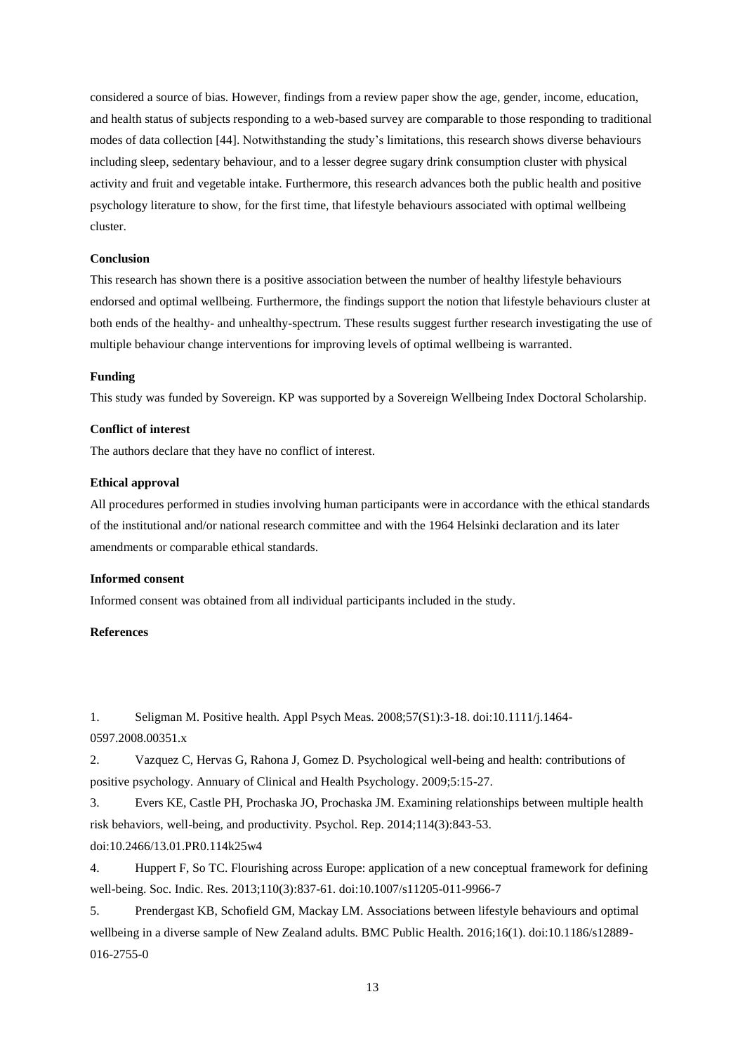considered a source of bias. However, findings from a review paper show the age, gender, income, education, and health status of subjects responding to a web-based survey are comparable to those responding to traditional modes of data collection [44]. Notwithstanding the study's limitations, this research shows diverse behaviours including sleep, sedentary behaviour, and to a lesser degree sugary drink consumption cluster with physical activity and fruit and vegetable intake. Furthermore, this research advances both the public health and positive psychology literature to show, for the first time, that lifestyle behaviours associated with optimal wellbeing cluster.

**Conclusion**

This research has shown there is a positive association between the number of healthy lifestyle behaviours endorsed and optimal wellbeing. Furthermore, the findings support the notion that lifestyle behaviours cluster at both ends of the healthy- and unhealthy-spectrum. These results suggest further research investigating the use of multiple behaviour change interventions for improving levels of optimal wellbeing is warranted.

**Funding**

This study was funded by Sovereign. KP was supported by a Sovereign Wellbeing Index Doctoral Scholarship.

**Conflict of interest**

The authors declare that they have no conflict of interest.

**Ethical approval**

All procedures performed in studies involving human participants were in accordance with the ethical standards of the institutional and/or national research committee and with the 1964 Helsinki declaration and its later amendments or comparable ethical standards.

**Informed consent**

Informed consent was obtained from all individual participants included in the study.

**References**

1. Seligman M. Positive health. Appl Psych Meas. 2008;57(S1):3-18. doi:10.1111/j.1464-0597.2008.00351.x
2. Vazquez C, Hervas G, Rahona J, Gomez D. Psychological well-being and health: contributions of positive psychology. Annuary of Clinical and Health Psychology. 2009;5:15-27.
3. Evers KE, Castle PH, Prochaska JO, Prochaska JM. Examining relationships between multiple health risk behaviors, well-being, and productivity. Psychol. Rep. 2014;114(3):843-53. doi:10.2466/13.01.PR0.114k25w4
4. Huppert F, So TC. Flourishing across Europe: application of a new conceptual framework for defining well-being. Soc. Indic. Res. 2013;110(3):837-61. doi:10.1007/s11205-011-9966-7
5. Prendergast KB, Schofield GM, Mackay LM. Associations between lifestyle behaviours and optimal wellbeing in a diverse sample of New Zealand adults. BMC Public Health. 2016;16(1). doi:10.1186/s12889-016-2755-0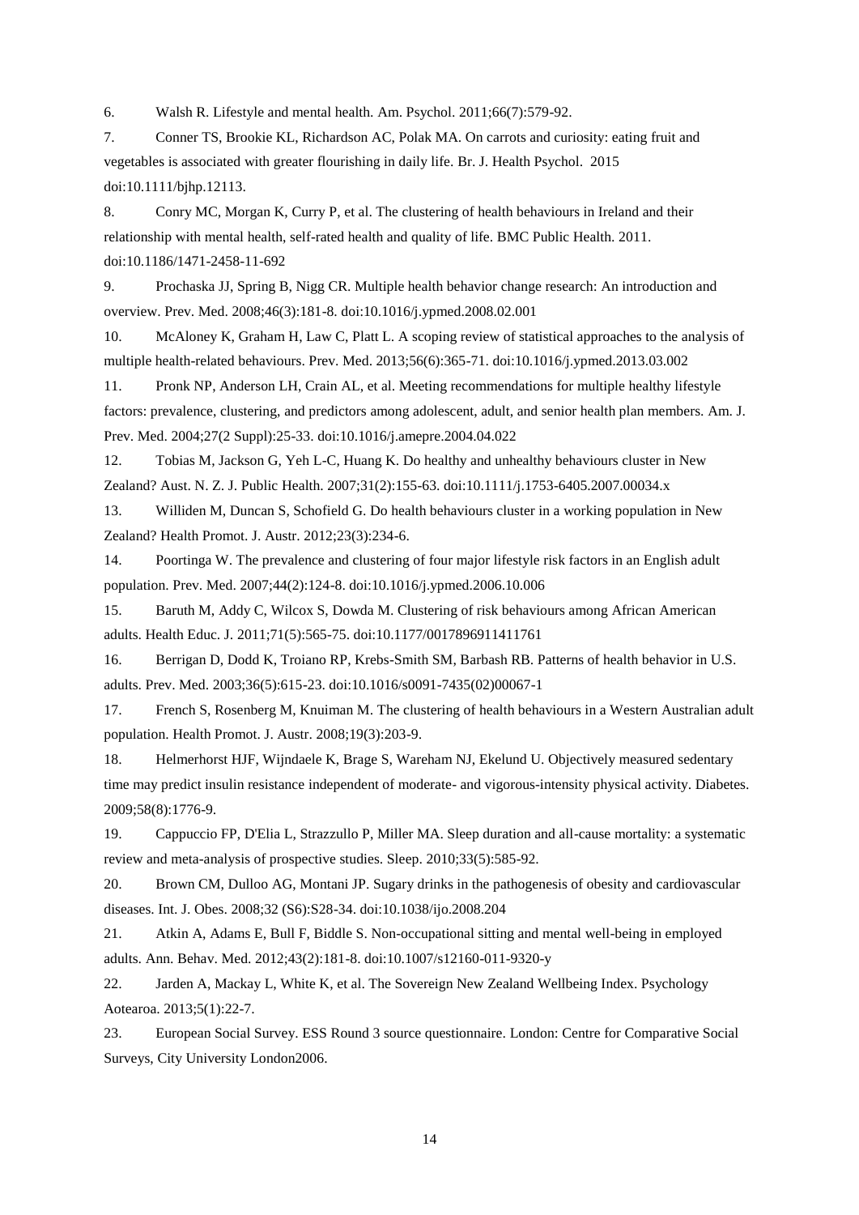6. Walsh R. Lifestyle and mental health. Am. Psychol. 2011;66(7):579-92.

7. Conner TS, Brookie KL, Richardson AC, Polak MA. On carrots and curiosity: eating fruit and vegetables is associated with greater flourishing in daily life. Br. J. Health Psychol. 2015 doi:10.1111/bjhp.12113.

8. Conry MC, Morgan K, Curry P, et al. The clustering of health behaviours in Ireland and their relationship with mental health, self-rated health and quality of life. BMC Public Health. 2011. doi:10.1186/1471-2458-11-692

9. Prochaska JJ, Spring B, Nigg CR. Multiple health behavior change research: An introduction and overview. Prev. Med. 2008;46(3):181-8. doi:10.1016/j.ypmed.2008.02.001

10. McAloney K, Graham H, Law C, Platt L. A scoping review of statistical approaches to the analysis of multiple health-related behaviours. Prev. Med. 2013;56(6):365-71. doi:10.1016/j.ypmed.2013.03.002

11. Pronk NP, Anderson LH, Crain AL, et al. Meeting recommendations for multiple healthy lifestyle factors: prevalence, clustering, and predictors among adolescent, adult, and senior health plan members. Am. J. Prev. Med. 2004;27(2 Suppl):25-33. doi:10.1016/j.amepre.2004.04.022

12. Tobias M, Jackson G, Yeh L-C, Huang K. Do healthy and unhealthy behaviours cluster in New Zealand? Aust. N. Z. J. Public Health. 2007;31(2):155-63. doi:10.1111/j.1753-6405.2007.00034.x

13. Williden M, Duncan S, Schofield G. Do health behaviours cluster in a working population in New Zealand? Health Promot. J. Austr. 2012;23(3):234-6.

14. Poortinga W. The prevalence and clustering of four major lifestyle risk factors in an English adult population. Prev. Med. 2007;44(2):124-8. doi:10.1016/j.ypmed.2006.10.006

15. Baruth M, Addy C, Wilcox S, Dowda M. Clustering of risk behaviours among African American adults. Health Educ. J. 2011;71(5):565-75. doi:10.1177/0017896911411761

16. Berrigan D, Dodd K, Troiano RP, Krebs-Smith SM, Barbash RB. Patterns of health behavior in U.S. adults. Prev. Med. 2003;36(5):615-23. doi:10.1016/s0091-7435(02)00067-1

17. French S, Rosenberg M, Knuiman M. The clustering of health behaviours in a Western Australian adult population. Health Promot. J. Austr. 2008;19(3):203-9.

18. Helmerhorst HJF, Wijndaele K, Brage S, Wareham NJ, Ekelund U. Objectively measured sedentary time may predict insulin resistance independent of moderate- and vigorous-intensity physical activity. Diabetes. 2009;58(8):1776-9.

19. Cappuccio FP, D'Elia L, Strazzullo P, Miller MA. Sleep duration and all-cause mortality: a systematic review and meta-analysis of prospective studies. Sleep. 2010;33(5):585-92.

20. Brown CM, Dulloo AG, Montani JP. Sugary drinks in the pathogenesis of obesity and cardiovascular diseases. Int. J. Obes. 2008;32 (S6):S28-34. doi:10.1038/ijo.2008.204

21. Atkin A, Adams E, Bull F, Biddle S. Non-occupational sitting and mental well-being in employed adults. Ann. Behav. Med. 2012;43(2):181-8. doi:10.1007/s12160-011-9320-y

22. Jarden A, Mackay L, White K, et al. The Sovereign New Zealand Wellbeing Index. Psychology Aotearoa. 2013;5(1):22-7.

23. European Social Survey. ESS Round 3 source questionnaire. London: Centre for Comparative Social Surveys, City University London2006.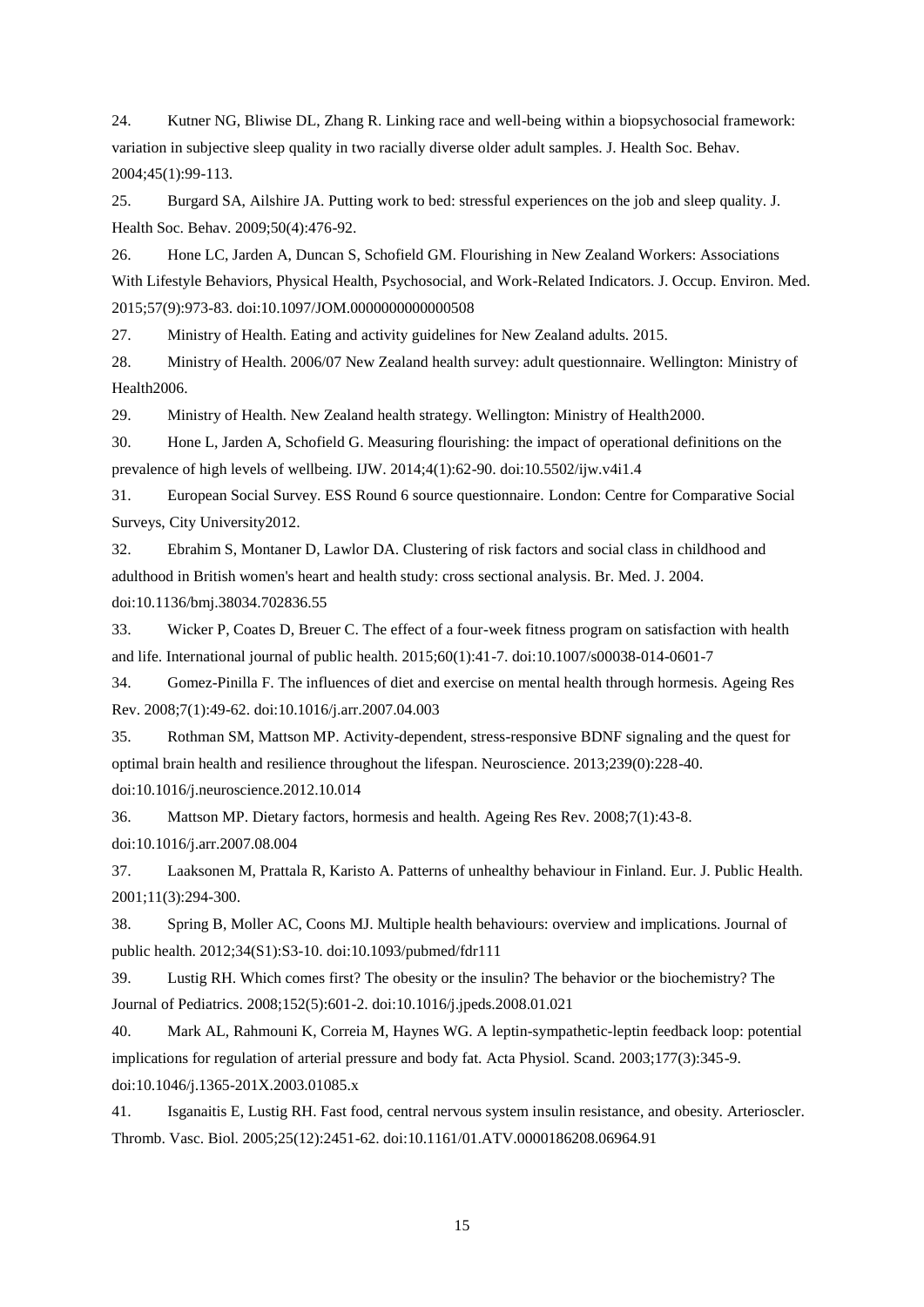24. Kutner NG, Bliwise DL, Zhang R. Linking race and well-being within a biopsychosocial framework: variation in subjective sleep quality in two racially diverse older adult samples. J. Health Soc. Behav. 2004;45(1):99-113.

25. Burgard SA, Ailshire JA. Putting work to bed: stressful experiences on the job and sleep quality. J. Health Soc. Behav. 2009;50(4):476-92.

26. Hone LC, Jarden A, Duncan S, Schofield GM. Flourishing in New Zealand Workers: Associations With Lifestyle Behaviors, Physical Health, Psychosocial, and Work-Related Indicators. J. Occup. Environ. Med. 2015;57(9):973-83. doi:10.1097/JOM.0000000000000508

27. Ministry of Health. Eating and activity guidelines for New Zealand adults. 2015.

28. Ministry of Health. 2006/07 New Zealand health survey: adult questionnaire. Wellington: Ministry of Health2006.

29. Ministry of Health. New Zealand health strategy. Wellington: Ministry of Health2000.

30. Hone L, Jarden A, Schofield G. Measuring flourishing: the impact of operational definitions on the prevalence of high levels of wellbeing. IJW. 2014;4(1):62-90. doi:10.5502/ijw.v4i1.4

31. European Social Survey. ESS Round 6 source questionnaire. London: Centre for Comparative Social Surveys, City University2012.

32. Ebrahim S, Montaner D, Lawlor DA. Clustering of risk factors and social class in childhood and adulthood in British women's heart and health study: cross sectional analysis. Br. Med. J. 2004. doi:10.1136/bmj.38034.702836.55

33. Wicker P, Coates D, Breuer C. The effect of a four-week fitness program on satisfaction with health and life. International journal of public health. 2015;60(1):41-7. doi:10.1007/s00038-014-0601-7

34. Gomez-Pinilla F. The influences of diet and exercise on mental health through hormesis. Ageing Res Rev. 2008;7(1):49-62. doi:10.1016/j.arr.2007.04.003

35. Rothman SM, Mattson MP. Activity-dependent, stress-responsive BDNF signaling and the quest for optimal brain health and resilience throughout the lifespan. Neuroscience. 2013;239(0):228-40. doi:10.1016/j.neuroscience.2012.10.014

36. Mattson MP. Dietary factors, hormesis and health. Ageing Res Rev. 2008;7(1):43-8. doi:10.1016/j.arr.2007.08.004

37. Laaksonen M, Prattala R, Karisto A. Patterns of unhealthy behaviour in Finland. Eur. J. Public Health. 2001;11(3):294-300.

38. Spring B, Moller AC, Coons MJ. Multiple health behaviours: overview and implications. Journal of public health. 2012;34(S1):S3-10. doi:10.1093/pubmed/fdr111

39. Lustig RH. Which comes first? The obesity or the insulin? The behavior or the biochemistry? The Journal of Pediatrics. 2008;152(5):601-2. doi:10.1016/j.jpeds.2008.01.021

40. Mark AL, Rahmouni K, Correia M, Haynes WG. A leptin-sympathetic-leptin feedback loop: potential implications for regulation of arterial pressure and body fat. Acta Physiol. Scand. 2003;177(3):345-9. doi:10.1046/j.1365-201X.2003.01085.x

41. Isganaitis E, Lustig RH. Fast food, central nervous system insulin resistance, and obesity. Arterioscler. Thromb. Vasc. Biol. 2005;25(12):2451-62. doi:10.1161/01.ATV.0000186208.06964.91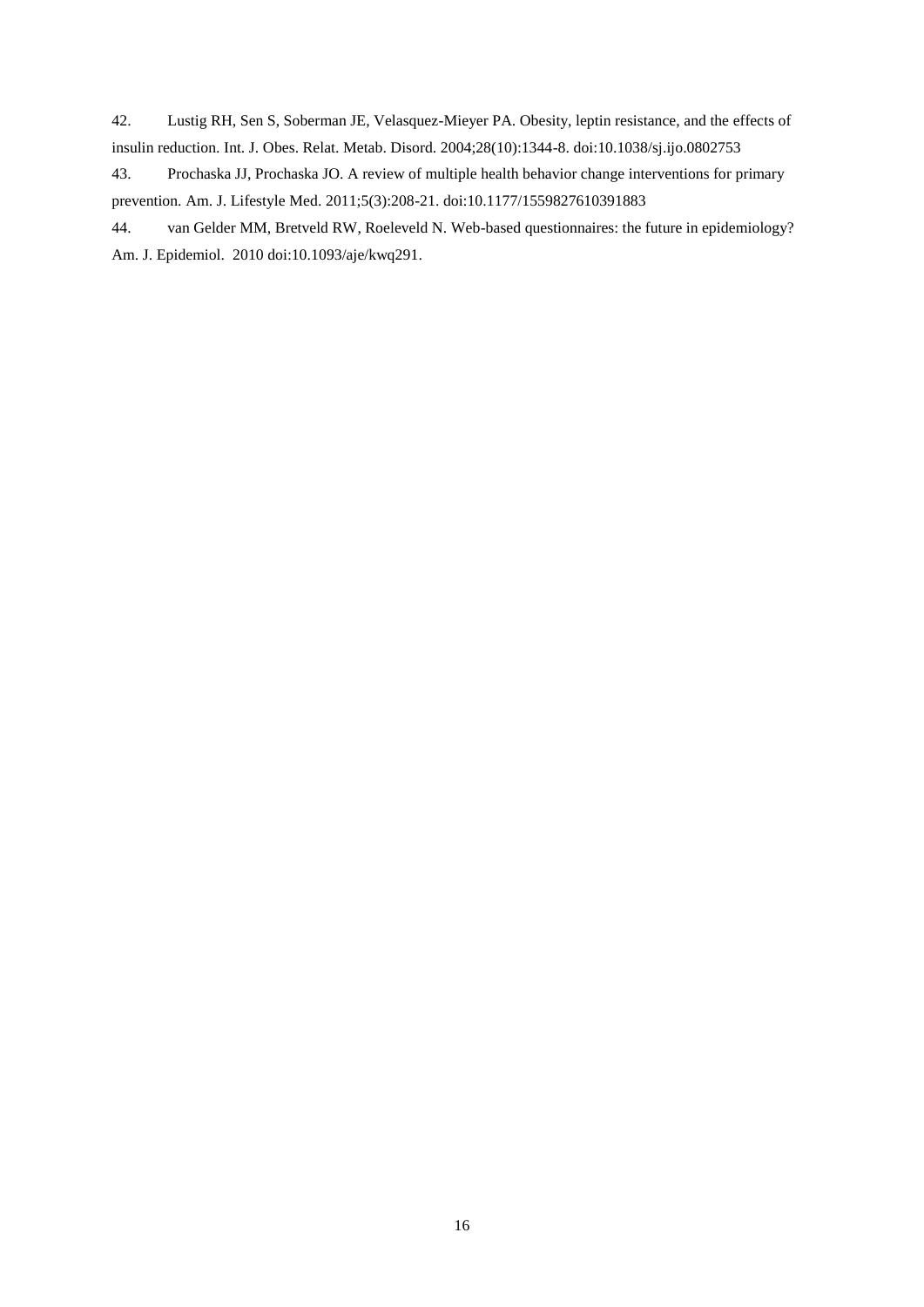42. Lustig RH, Sen S, Soberman JE, Velasquez-Mieyer PA. Obesity, leptin resistance, and the effects of insulin reduction. Int. J. Obes. Relat. Metab. Disord. 2004;28(10):1344-8. doi:10.1038/sj.ijo.0802753

43. Prochaska JJ, Prochaska JO. A review of multiple health behavior change interventions for primary prevention. Am. J. Lifestyle Med. 2011;5(3):208-21. doi:10.1177/1559827610391883

44. van Gelder MM, Bretveld RW, Roeleveld N. Web-based questionnaires: the future in epidemiology? Am. J. Epidemiol. 2010 doi:10.1093/aje/kwq291.